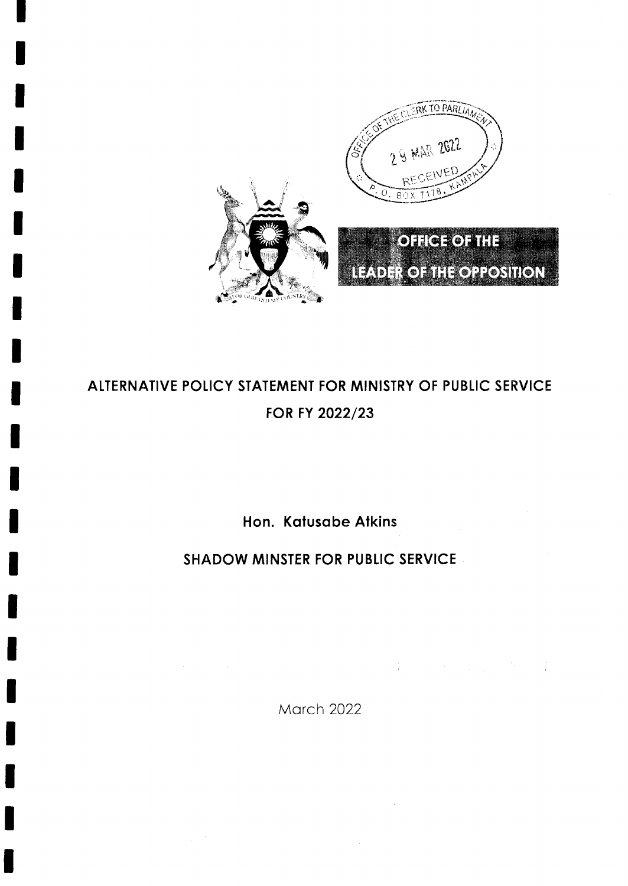OFFICE OF THE CLERK TO PARLIAMENT
29 MAR 2022
RECEIVED
P.O. BOX 7178, KAMPALA

FOR GOD AND MY COUNTRY

**OFFICE OF THE LEADER OF THE OPPOSITION**

# ALTERNATIVE POLICY STATEMENT FOR MINISTRY OF PUBLIC SERVICE FOR FY 2022/23

**Hon. Katusabe Atkins**

**SHADOW MINSTER FOR PUBLIC SERVICE**

March 2022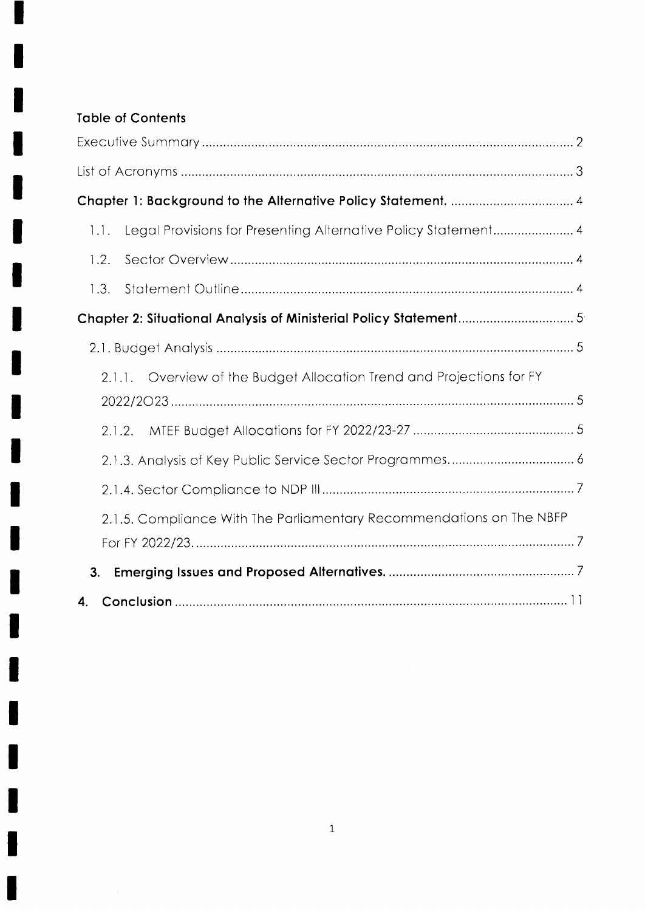**Table of Contents**

Executive Summary ........................................................................................................ 2

List of Acronyms ............................................................................................................ 3

**Chapter 1: Background to the Alternative Policy Statement.** .................................... 4

1.1. Legal Provisions for Presenting Alternative Policy Statement ........................ 4

1.2. Sector Overview ................................................................................................. 4

1.3. Statement Outline ............................................................................................... 4

**Chapter 2: Situational Analysis of Ministerial Policy Statement** ................................. 5

2.1. Budget Analysis ..................................................................................................... 5

2.1.1. Overview of the Budget Allocation Trend and Projections for FY 2022/2023 ................................................................................................................ 5

2.1.2. MTEF Budget Allocations for FY 2022/23-27 .............................................. 5

2.1.3. Analysis of Key Public Service Sector Programmes ..................................... 6

2.1.4. Sector Compliance to NDP III ....................................................................... 7

2.1.5. Compliance With The Parliamentary Recommendations on The NBFP For FY 2022/23. ............................................................................................................ 7

**3. Emerging Issues and Proposed Alternatives.** ...................................................... 7

**4. Conclusion** ................................................................................................................ 11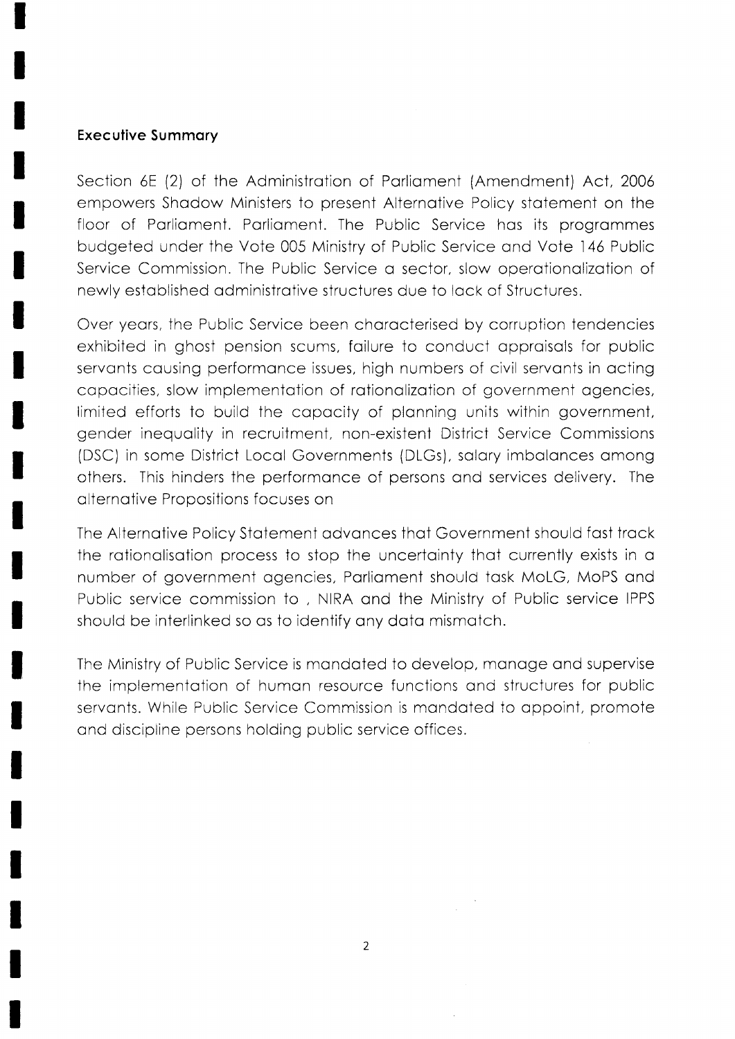## Executive Summary

Section 6E (2) of the Administration of Parliament (Amendment) Act, 2006 empowers Shadow Ministers to present Alternative Policy statement on the floor of Parliament. Parliament. The Public Service has its programmes budgeted under the Vote 005 Ministry of Public Service and Vote 146 Public Service Commission. The Public Service a sector, slow operationalization of newly established administrative structures due to lack of Structures.

Over years, the Public Service been characterised by corruption tendencies exhibited in ghost pension scums, failure to conduct appraisals for public servants causing performance issues, high numbers of civil servants in acting capacities, slow implementation of rationalization of government agencies, limited efforts to build the capacity of planning units within government, gender inequality in recruitment, non-existent District Service Commissions (DSC) in some District Local Governments (DLGs), salary imbalances among others. This hinders the performance of persons and services delivery. The alternative Propositions focuses on

The Alternative Policy Statement advances that Government should fast track the rationalisation process to stop the uncertainty that currently exists in a number of government agencies, Parliament should task MoLG, MoPS and Public service commission to , NIRA and the Ministry of Public service IPPS should be interlinked so as to identify any data mismatch.

The Ministry of Public Service is mandated to develop, manage and supervise the implementation of human resource functions and structures for public servants. While Public Service Commission is mandated to appoint, promote and discipline persons holding public service offices.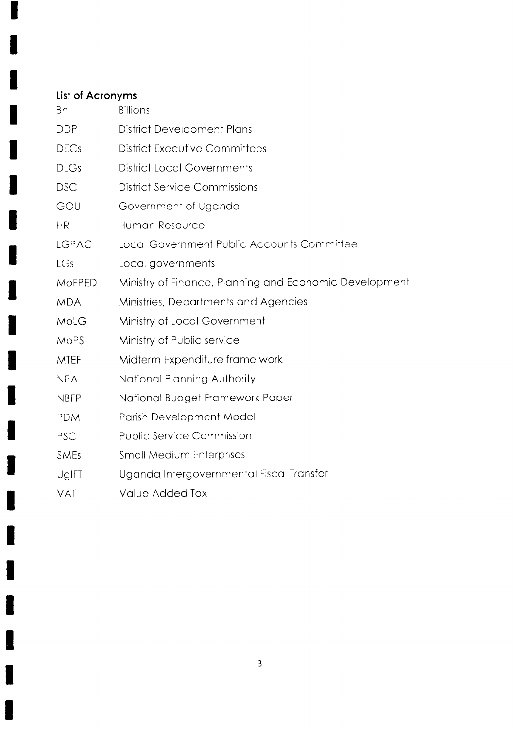## List of Acronyms

| | |
|---|---|
| Bn | Billions |
| DDP | District Development Plans |
| DECs | District Executive Committees |
| DLGs | District Local Governments |
| DSC | District Service Commissions |
| GOU | Government of Uganda |
| HR | Human Resource |
| LGPAC | Local Government Public Accounts Committee |
| LGs | Local governments |
| MoFPED | Ministry of Finance, Planning and Economic Development |
| MDA | Ministries, Departments and Agencies |
| MoLG | Ministry of Local Government |
| MoPS | Ministry of Public service |
| MTEF | Midterm Expenditure frame work |
| NPA | National Planning Authority |
| NBFP | National Budget Framework Paper |
| PDM | Parish Development Model |
| PSC | Public Service Commission |
| SMEs | Small Medium Enterprises |
| UgIFT | Uganda Intergovernmental Fiscal Transfer |
| VAT | Value Added Tax |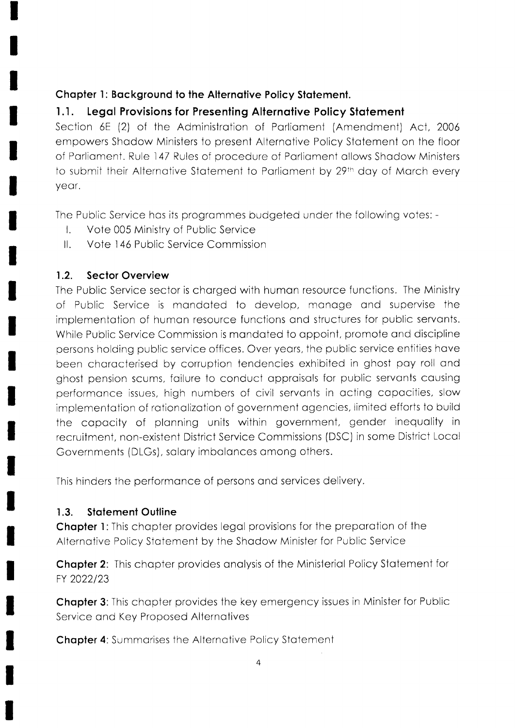## Chapter 1: Background to the Alternative Policy Statement.

### 1.1. Legal Provisions for Presenting Alternative Policy Statement

Section 6E (2) of the Administration of Parliament (Amendment) Act, 2006 empowers Shadow Ministers to present Alternative Policy Statement on the floor of Parliament. Rule 147 Rules of procedure of Parliament allows Shadow Ministers to submit their Alternative Statement to Parliament by 29th day of March every year.

The Public Service has its programmes budgeted under the following votes: -

I. Vote 005 Ministry of Public Service
II. Vote 146 Public Service Commission

### 1.2. Sector Overview

The Public Service sector is charged with human resource functions. The Ministry of Public Service is mandated to develop, manage and supervise the implementation of human resource functions and structures for public servants. While Public Service Commission is mandated to appoint, promote and discipline persons holding public service offices. Over years, the public service entities have been characterised by corruption tendencies exhibited in ghost pay roll and ghost pension scums, failure to conduct appraisals for public servants causing performance issues, high numbers of civil servants in acting capacities, slow implementation of rationalization of government agencies, limited efforts to build the capacity of planning units within government, gender inequality in recruitment, non-existent District Service Commissions (DSC) in some District Local Governments (DLGs), salary imbalances among others.

This hinders the performance of persons and services delivery.

### 1.3. Statement Outline

**Chapter 1**: This chapter provides legal provisions for the preparation of the Alternative Policy Statement by the Shadow Minister for Public Service

**Chapter 2**: This chapter provides analysis of the Ministerial Policy Statement for FY 2022/23

**Chapter 3**: This chapter provides the key emergency issues in Minister for Public Service and Key Proposed Alternatives

**Chapter 4**: Summarises the Alternative Policy Statement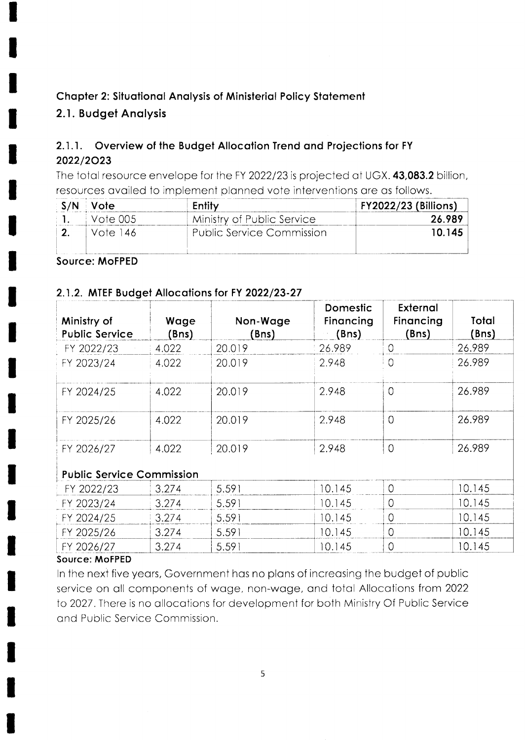## Chapter 2: Situational Analysis of Ministerial Policy Statement

### 2.1. Budget Analysis

#### 2.1.1. Overview of the Budget Allocation Trend and Projections for FY 2022/2023

The total resource envelope for the FY 2022/23 is projected at UGX. **43,083.2** billion, resources availed to implement planned vote interventions are as follows.

| S/N | Vote | Entity | FY2022/23 (Billions) |
|---|---|---|---|
| 1. | Vote 005 | Ministry of Public Service | **26.989** |
| 2. | Vote 146 | Public Service Commission | **10.145** |

**Source: MoFPED**

#### 2.1.2. MTEF Budget Allocations for FY 2022/23-27

| Ministry of Public Service | Wage (Bns) | Non-Wage (Bns) | Domestic Financing (Bns) | External Financing (Bns) | Total (Bns) |
|---|---|---|---|---|---|
| FY 2022/23 | 4.022 | 20.019 | 26.989 | 0 | 26.989 |
| FY 2023/24 | 4.022 | 20.019 | 2.948 | 0 | 26.989 |
| FY 2024/25 | 4.022 | 20.019 | 2.948 | 0 | 26.989 |
| FY 2025/26 | 4.022 | 20.019 | 2.948 | 0 | 26.989 |
| FY 2026/27 | 4.022 | 20.019 | 2.948 | 0 | 26.989 |
| **Public Service Commission** | | | | | |
| FY 2022/23 | 3.274 | 5.591 | 10.145 | 0 | 10.145 |
| FY 2023/24 | 3.274 | 5.591 | 10.145 | 0 | 10.145 |
| FY 2024/25 | 3.274 | 5.591 | 10.145 | 0 | 10.145 |
| FY 2025/26 | 3.274 | 5.591 | 10.145 | 0 | 10.145 |
| FY 2026/27 | 3.274 | 5.591 | 10.145 | 0 | 10.145 |

**Source: MoFPED**

In the next five years, Government has no plans of increasing the budget of public service on all components of wage, non-wage, and total Allocations from 2022 to 2027. There is no allocations for development for both Ministry Of Public Service and Public Service Commission.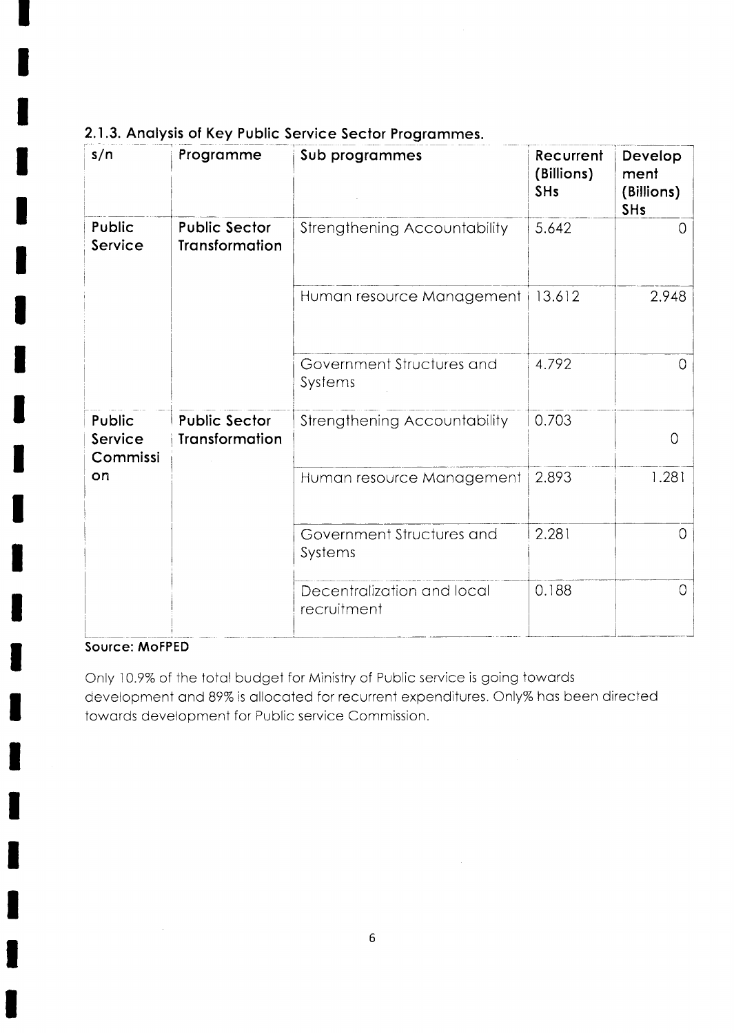### 2.1.3. Analysis of Key Public Service Sector Programmes.

| s/n | Programme | Sub programmes | Recurrent (Billions) SHs | Development (Billions) SHs |
|---|---|---|---|---|
| Public Service | Public Sector Transformation | Strengthening Accountability | 5.642 | 0 |
| | | Human resource Management | 13.612 | 2.948 |
| | | Government Structures and Systems | 4.792 | 0 |
| Public Service Commission | Public Sector Transformation | Strengthening Accountability | 0.703 | 0 |
| | | Human resource Management | 2.893 | 1.281 |
| | | Government Structures and Systems | 2.281 | 0 |
| | | Decentralization and local recruitment | 0.188 | 0 |

**Source: MoFPED**

Only 10.9% of the total budget for Ministry of Public service is going towards development and 89% is allocated for recurrent expenditures. Only% has been directed towards development for Public service Commission.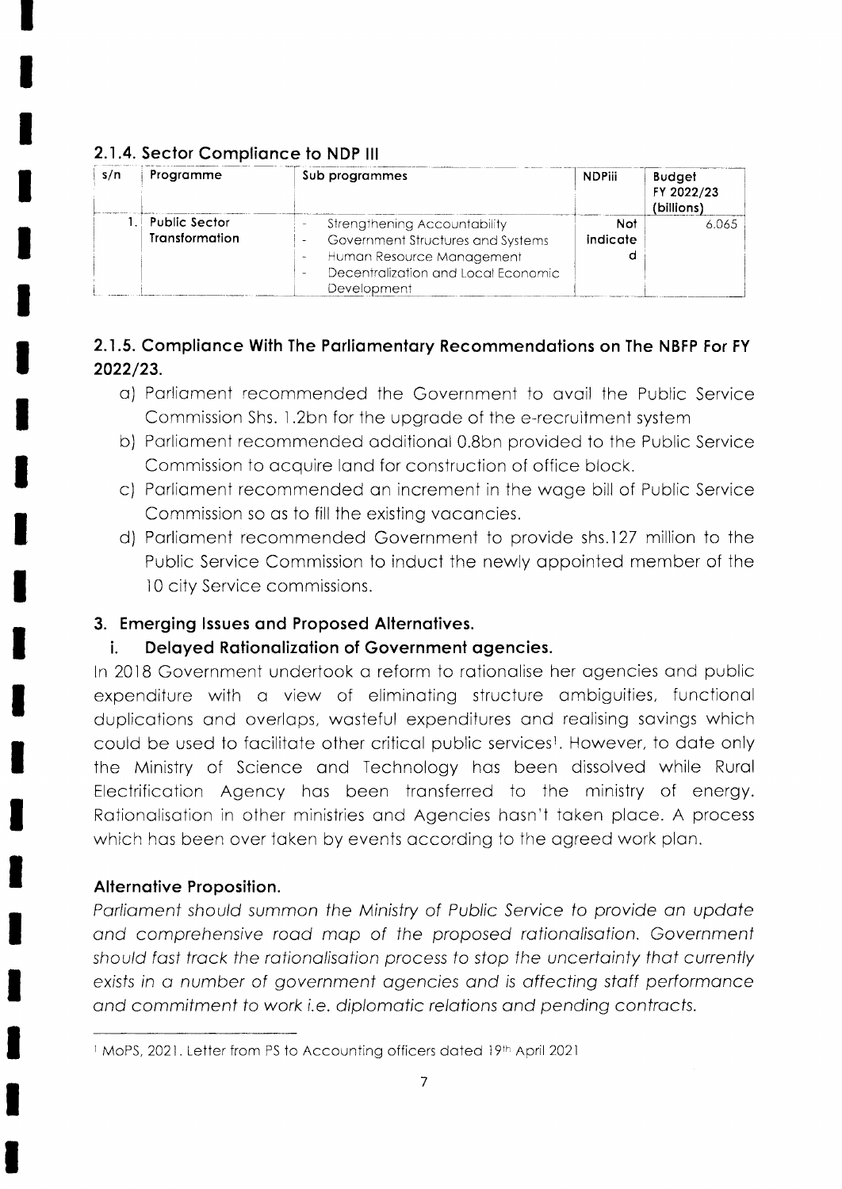### 2.1.4. Sector Compliance to NDP III

| s/n | Programme | Sub programmes | NDPiii | Budget FY 2022/23 (billions) |
|---|---|---|---|---|
| 1. | Public Sector Transformation | - Strengthening Accountability<br>- Government Structures and Systems<br>- Human Resource Management<br>- Decentralization and Local Economic Development | Not indicated | 6.065 |

### 2.1.5. Compliance With The Parliamentary Recommendations on The NBFP For FY 2022/23.

a) Parliament recommended the Government to avail the Public Service Commission Shs. 1.2bn for the upgrade of the e-recruitment system

b) Parliament recommended additional 0.8bn provided to the Public Service Commission to acquire land for construction of office block.

c) Parliament recommended an increment in the wage bill of Public Service Commission so as to fill the existing vacancies.

d) Parliament recommended Government to provide shs.127 million to the Public Service Commission to induct the newly appointed member of the 10 city Service commissions.

## 3. Emerging Issues and Proposed Alternatives.

### i. Delayed Rationalization of Government agencies.

In 2018 Government undertook a reform to rationalise her agencies and public expenditure with a view of eliminating structure ambiguities, functional duplications and overlaps, wasteful expenditures and realising savings which could be used to facilitate other critical public services[1]. However, to date only the Ministry of Science and Technology has been dissolved while Rural Electrification Agency has been transferred to the ministry of energy. Rationalisation in other ministries and Agencies hasn't taken place. A process which has been over taken by events according to the agreed work plan.

**Alternative Proposition.**

*Parliament should summon the Ministry of Public Service to provide an update and comprehensive road map of the proposed rationalisation. Government should fast track the rationalisation process to stop the uncertainty that currently exists in a number of government agencies and is affecting staff performance and commitment to work i.e. diplomatic relations and pending contracts.*

---

[1] MoPS, 2021. Letter from PS to Accounting officers dated 19th April 2021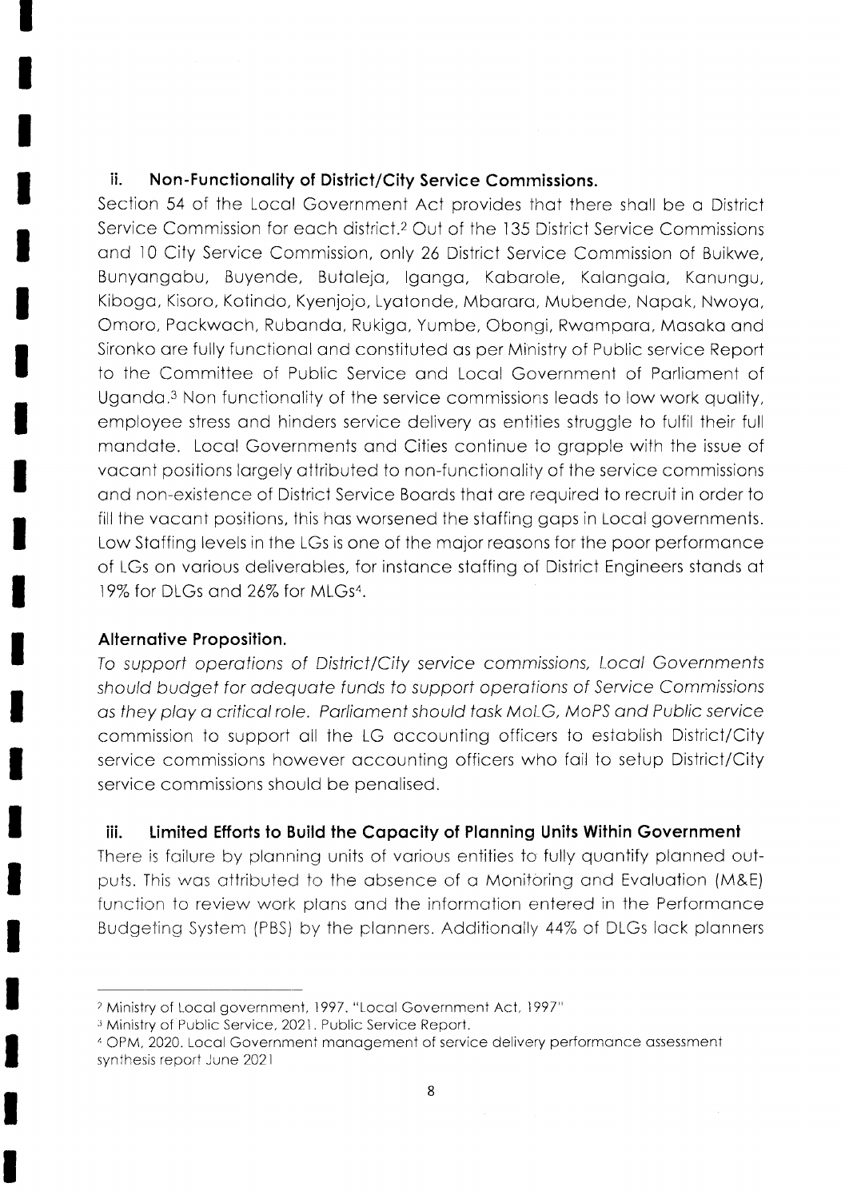### ii. Non-Functionality of District/City Service Commissions.

Section 54 of the Local Government Act provides that there shall be a District Service Commission for each district.[2] Out of the 135 District Service Commissions and 10 City Service Commission, only 26 District Service Commission of Buikwe, Bunyangabu, Buyende, Butaleja, Iganga, Kabarole, Kalangala, Kanungu, Kiboga, Kisoro, Kotindo, Kyenjojo, Lyatonde, Mbarara, Mubende, Napak, Nwoya, Omoro, Packwach, Rubanda, Rukiga, Yumbe, Obongi, Rwampara, Masaka and Sironko are fully functional and constituted as per Ministry of Public service Report to the Committee of Public Service and Local Government of Parliament of Uganda.[3] Non functionality of the service commissions leads to low work quality, employee stress and hinders service delivery as entities struggle to fulfil their full mandate. Local Governments and Cities continue to grapple with the issue of vacant positions largely attributed to non-functionality of the service commissions and non-existence of District Service Boards that are required to recruit in order to fill the vacant positions, this has worsened the staffing gaps in Local governments. Low Staffing levels in the LGs is one of the major reasons for the poor performance of LGs on various deliverables, for instance staffing of District Engineers stands at 19% for DLGs and 26% for MLGs[4].

**Alternative Proposition.**

*To support operations of District/City service commissions, Local Governments should budget for adequate funds to support operations of Service Commissions as they play a critical role. Parliament should task MoLG, MoPS and Public service commission to support all the LG accounting officers to establish District/City service commissions however accounting officers who fail to setup District/City service commissions should be penalised.*

### iii. Limited Efforts to Build the Capacity of Planning Units Within Government

There is failure by planning units of various entities to fully quantify planned outputs. This was attributed to the absence of a Monitoring and Evaluation (M&E) function to review work plans and the information entered in the Performance Budgeting System (PBS) by the planners. Additionally 44% of DLGs lack planners

---

[2] Ministry of Local government, 1997. "Local Government Act, 1997"

[3] Ministry of Public Service, 2021. Public Service Report.

[4] OPM, 2020. Local Government management of service delivery performance assessment synthesis report June 2021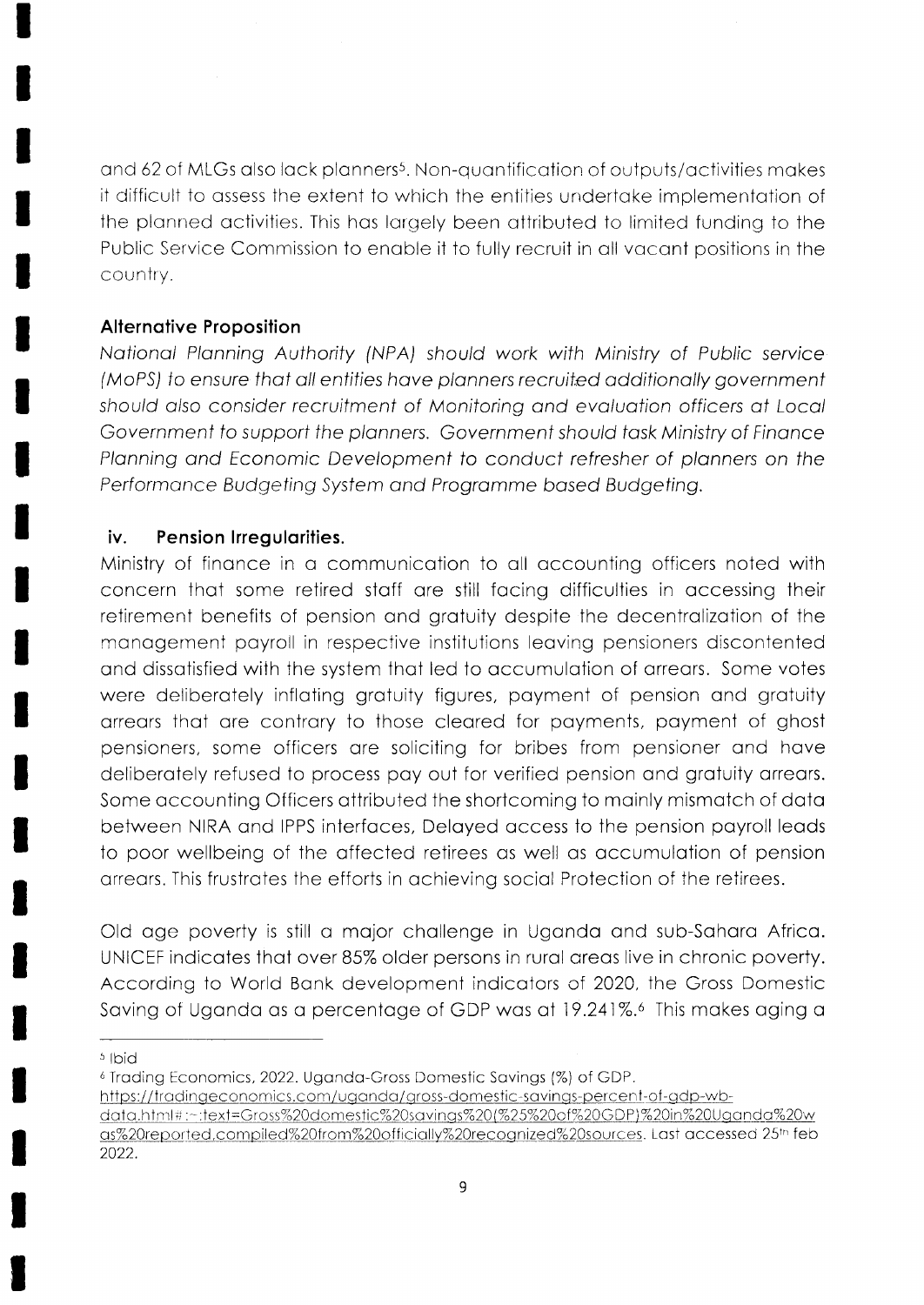and 62 of MLGs also lack planners[5]. Non-quantification of outputs/activities makes it difficult to assess the extent to which the entities undertake implementation of the planned activities. This has largely been attributed to limited funding to the Public Service Commission to enable it to fully recruit in all vacant positions in the country.

**Alternative Proposition**

*National Planning Authority (NPA) should work with Ministry of Public service (MoPS) to ensure that all entities have planners recruited additionally government should also consider recruitment of Monitoring and evaluation officers at Local Government to support the planners. Government should task Ministry of Finance Planning and Economic Development to conduct refresher of planners on the Performance Budgeting System and Programme based Budgeting.*

### iv. Pension Irregularities.

Ministry of finance in a communication to all accounting officers noted with concern that some retired staff are still facing difficulties in accessing their retirement benefits of pension and gratuity despite the decentralization of the management payroll in respective institutions leaving pensioners discontented and dissatisfied with the system that led to accumulation of arrears. Some votes were deliberately inflating gratuity figures, payment of pension and gratuity arrears that are contrary to those cleared for payments, payment of ghost pensioners, some officers are soliciting for bribes from pensioner and have deliberately refused to process pay out for verified pension and gratuity arrears. Some accounting Officers attributed the shortcoming to mainly mismatch of data between NIRA and IPPS interfaces, Delayed access to the pension payroll leads to poor wellbeing of the affected retirees as well as accumulation of pension arrears. This frustrates the efforts in achieving social Protection of the retirees.

Old age poverty is still a major challenge in Uganda and sub-Sahara Africa. UNICEF indicates that over 85% older persons in rural areas live in chronic poverty. According to World Bank development indicators of 2020, the Gross Domestic Saving of Uganda as a percentage of GDP was at 19.241%.[6] This makes aging a

---

[5] Ibid

[6] Trading Economics, 2022. Uganda-Gross Domestic Savings (%) of GDP. https://tradingeconomics.com/uganda/gross-domestic-savings-percent-of-gdp-wb-data.html#:~:text=Gross%20domestic%20savings%20(%25%20of%20GDP)%20in%20Uganda%20was%20reported,compiled%20from%20officially%20recognized%20sources. Last accessed 25th feb 2022.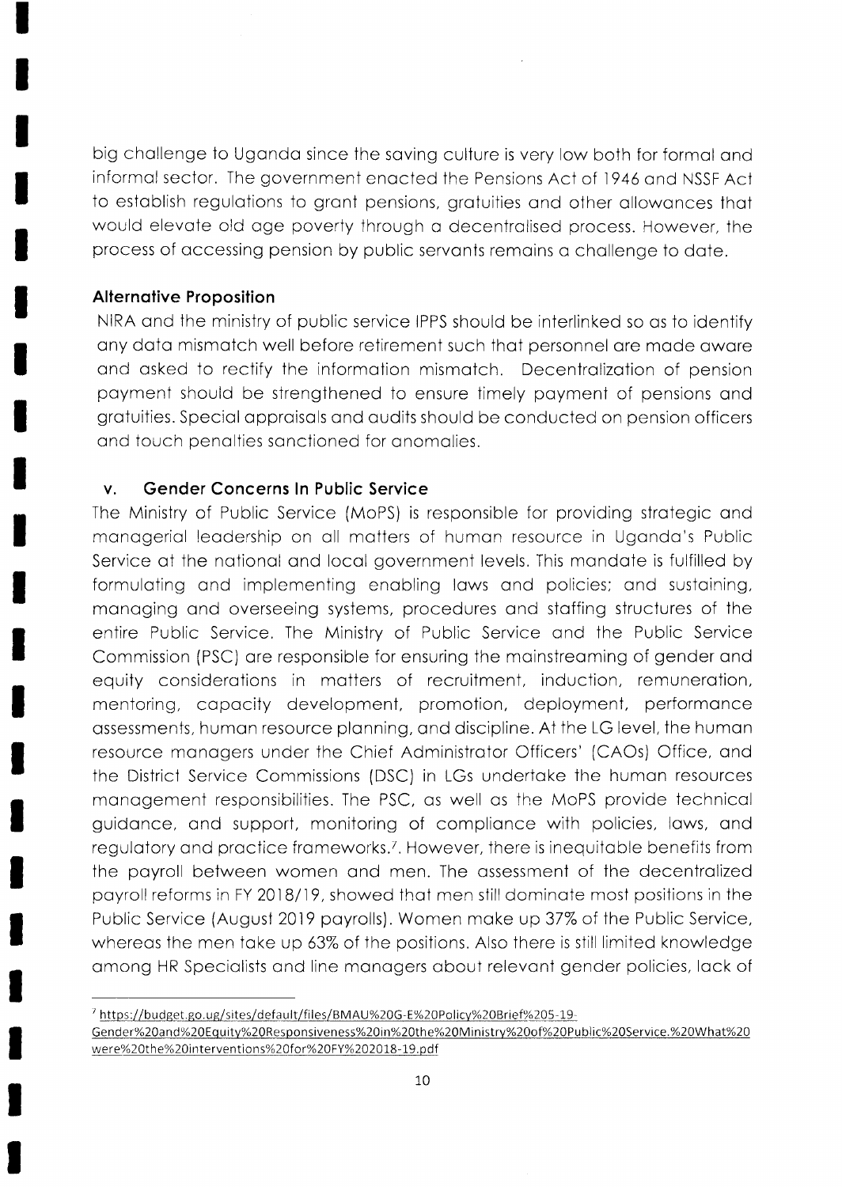big challenge to Uganda since the saving culture is very low both for formal and informal sector. The government enacted the Pensions Act of 1946 and NSSF Act to establish regulations to grant pensions, gratuities and other allowances that would elevate old age poverty through a decentralised process. However, the process of accessing pension by public servants remains a challenge to date.

**Alternative Proposition**

NIRA and the ministry of public service IPPS should be interlinked so as to identify any data mismatch well before retirement such that personnel are made aware and asked to rectify the information mismatch. Decentralization of pension payment should be strengthened to ensure timely payment of pensions and gratuities. Special appraisals and audits should be conducted on pension officers and touch penalties sanctioned for anomalies.

### v. Gender Concerns In Public Service

The Ministry of Public Service (MoPS) is responsible for providing strategic and managerial leadership on all matters of human resource in Uganda's Public Service at the national and local government levels. This mandate is fulfilled by formulating and implementing enabling laws and policies; and sustaining, managing and overseeing systems, procedures and staffing structures of the entire Public Service. The Ministry of Public Service and the Public Service Commission (PSC) are responsible for ensuring the mainstreaming of gender and equity considerations in matters of recruitment, induction, remuneration, mentoring, capacity development, promotion, deployment, performance assessments, human resource planning, and discipline. At the LG level, the human resource managers under the Chief Administrator Officers' (CAOs) Office, and the District Service Commissions (DSC) in LGs undertake the human resources management responsibilities. The PSC, as well as the MoPS provide technical guidance, and support, monitoring of compliance with policies, laws, and regulatory and practice frameworks.[7]. However, there is inequitable benefits from the payroll between women and men. The assessment of the decentralized payroll reforms in FY 2018/19, showed that men still dominate most positions in the Public Service (August 2019 payrolls). Women make up 37% of the Public Service, whereas the men take up 63% of the positions. Also there is still limited knowledge among HR Specialists and line managers about relevant gender policies, lack of

---

[7] https://budget.go.ug/sites/default/files/BMAU%20G-E%20Policy%20Brief%205-19-Gender%20and%20Equity%20Responsiveness%20in%20the%20Ministry%20of%20Public%20Service.%20What%20were%20the%20interventions%20for%20FY%202018-19.pdf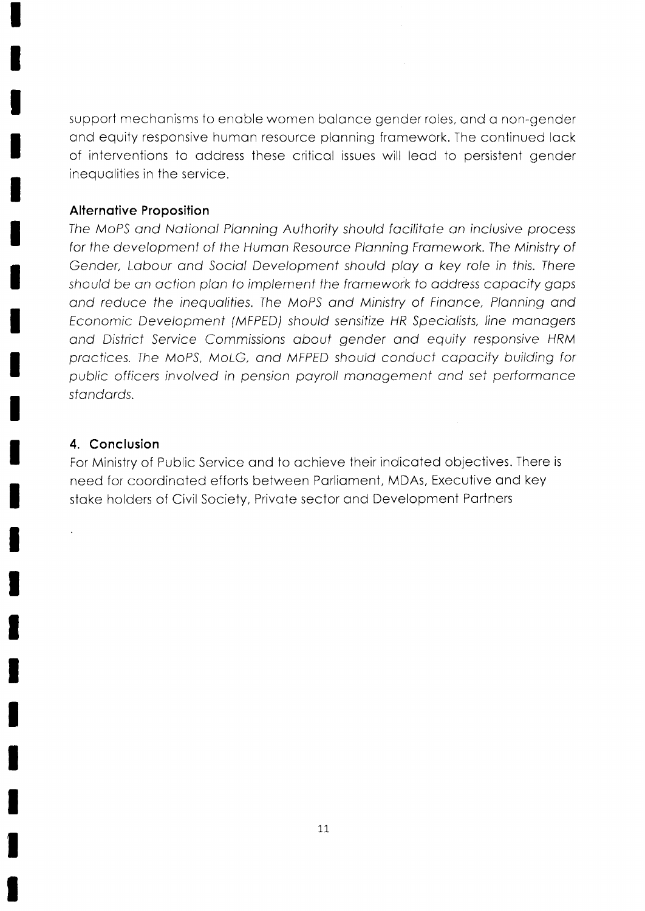support mechanisms to enable women balance gender roles, and a non-gender and equity responsive human resource planning framework. The continued lack of interventions to address these critical issues will lead to persistent gender inequalities in the service.

**Alternative Proposition**

*The MoPS and National Planning Authority should facilitate an inclusive process for the development of the Human Resource Planning Framework. The Ministry of Gender, Labour and Social Development should play a key role in this. There should be an action plan to implement the framework to address capacity gaps and reduce the inequalities. The MoPS and Ministry of Finance, Planning and Economic Development (MFPED) should sensitize HR Specialists, line managers and District Service Commissions about gender and equity responsive HRM practices. The MoPS, MoLG, and MFPED should conduct capacity building for public officers involved in pension payroll management and set performance standards.*

## 4. Conclusion

For Ministry of Public Service and to achieve their indicated objectives. There is need for coordinated efforts between Parliament, MDAs, Executive and key stake holders of Civil Society, Private sector and Development Partners

.